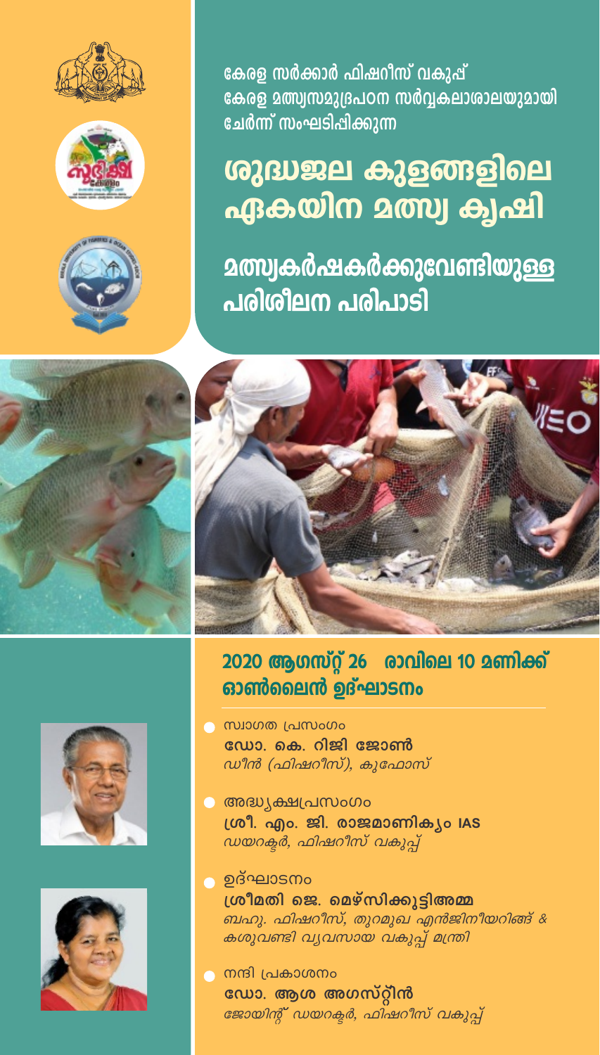കേരള സർക്കാർ ഫിഷറീസ് വകുപ്പ്
കേരള മത്സ്യസമുദ്രപഠന സർവ്വകലാശാലയുമായി ചേർന്ന് സംഘടിപ്പിക്കുന്ന

# ശുദ്ധജല കുളങ്ങളിലെ ഏകയിന മത്സ്യ കൃഷി

## മത്സ്യകർഷകർക്കുവേണ്ടിയുള്ള പരിശീലന പരിപാടി

### 2020 ആഗസ്റ്റ് 26 രാവിലെ 10 മണിക്ക് ഓൺലൈൻ ഉദ്ഘാടനം

- സ്വാഗത പ്രസംഗം
  **ഡോ. കെ. റിജി ജോൺ**
  *ഡീൻ (ഫിഷറീസ്), കുഫോസ്*

- അദ്ധ്യക്ഷപ്രസംഗം
  **ശ്രീ. എം. ജി. രാജമാണിക്യം IAS**
  *ഡയറക്ടർ, ഫിഷറീസ് വകുപ്പ്*

- ഉദ്ഘാടനം
  **ശ്രീമതി ജെ. മെഴ്സിക്കുട്ടിഅമ്മ**
  *ബഹു. ഫിഷറീസ്, തുറമുഖ എൻജിനീയറിങ്ങ് & കശുവണ്ടി വ്യവസായ വകുപ്പ് മന്ത്രി*

- നന്ദി പ്രകാശനം
  **ഡോ. ആശ അഗസ്റ്റിൻ**
  *ജോയിന്റ് ഡയറക്ടർ, ഫിഷറീസ് വകുപ്പ്*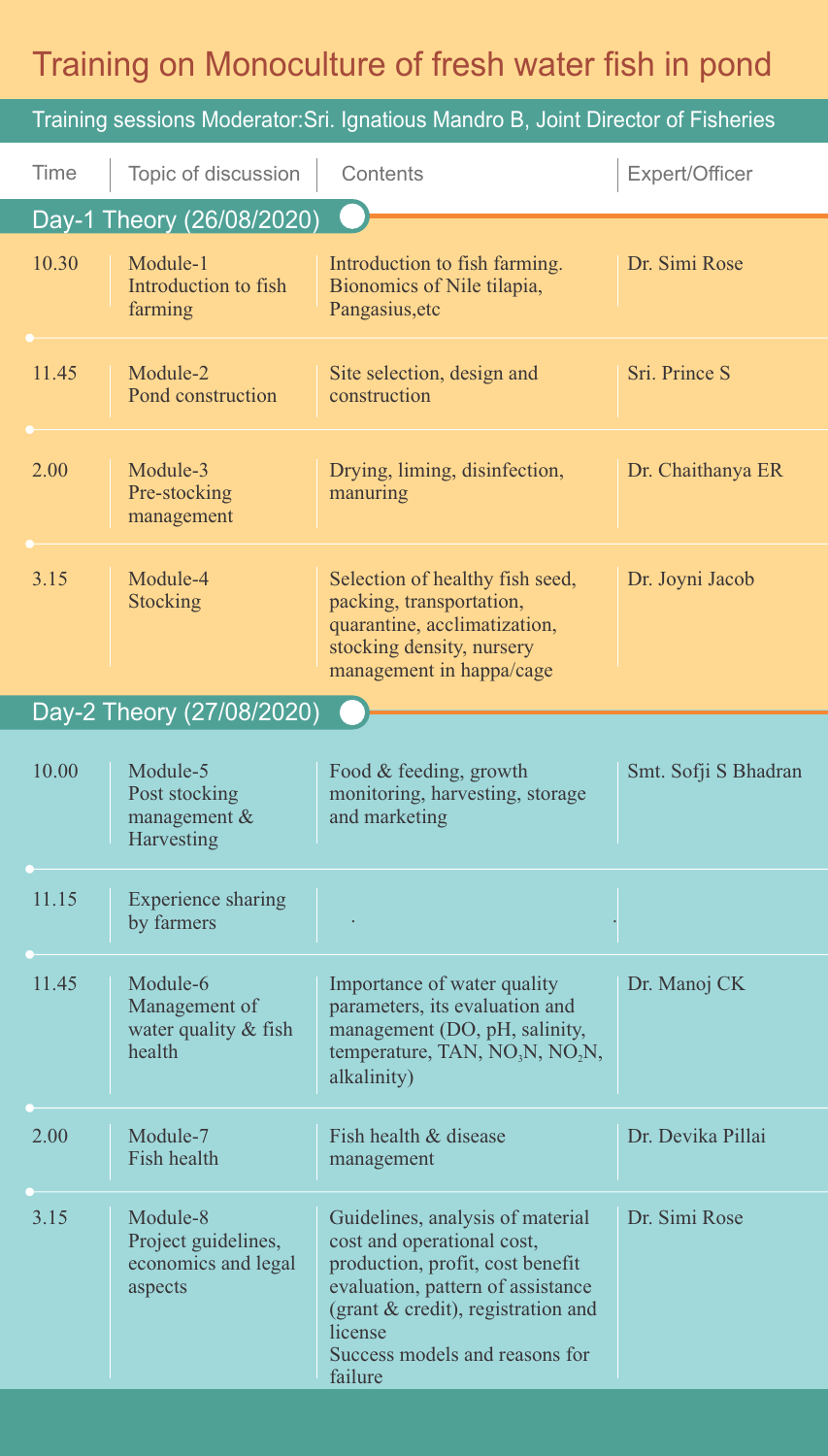# Training on Monoculture of fresh water fish in pond

Training sessions Moderator:Sri. Ignatious Mandro B, Joint Director of Fisheries

| Time | Topic of discussion | Contents | Expert/Officer |
|---|---|---|---|
| **Day-1 Theory (26/08/2020)** | | | |
| 10.30 | Module-1 Introduction to fish farming | Introduction to fish farming. Bionomics of Nile tilapia, Pangasius,etc | Dr. Simi Rose |
| 11.45 | Module-2 Pond construction | Site selection, design and construction | Sri. Prince S |
| 2.00 | Module-3 Pre-stocking management | Drying, liming, disinfection, manuring | Dr. Chaithanya ER |
| 3.15 | Module-4 Stocking | Selection of healthy fish seed, packing, transportation, quarantine, acclimatization, stocking density, nursery management in happa/cage | Dr. Joyni Jacob |
| **Day-2 Theory (27/08/2020)** | | | |
| 10.00 | Module-5 Post stocking management & Harvesting | Food & feeding, growth monitoring, harvesting, storage and marketing | Smt. Sofji S Bhadran |
| 11.15 | Experience sharing by farmers | . | . |
| 11.45 | Module-6 Management of water quality & fish health | Importance of water quality parameters, its evaluation and management (DO, pH, salinity, temperature, TAN, $NO_3N$, $NO_2N$, alkalinity) | Dr. Manoj CK |
| 2.00 | Module-7 Fish health | Fish health & disease management | Dr. Devika Pillai |
| 3.15 | Module-8 Project guidelines, economics and legal aspects | Guidelines, analysis of material cost and operational cost, production, profit, cost benefit evaluation, pattern of assistance (grant & credit), registration and license Success models and reasons for failure | Dr. Simi Rose |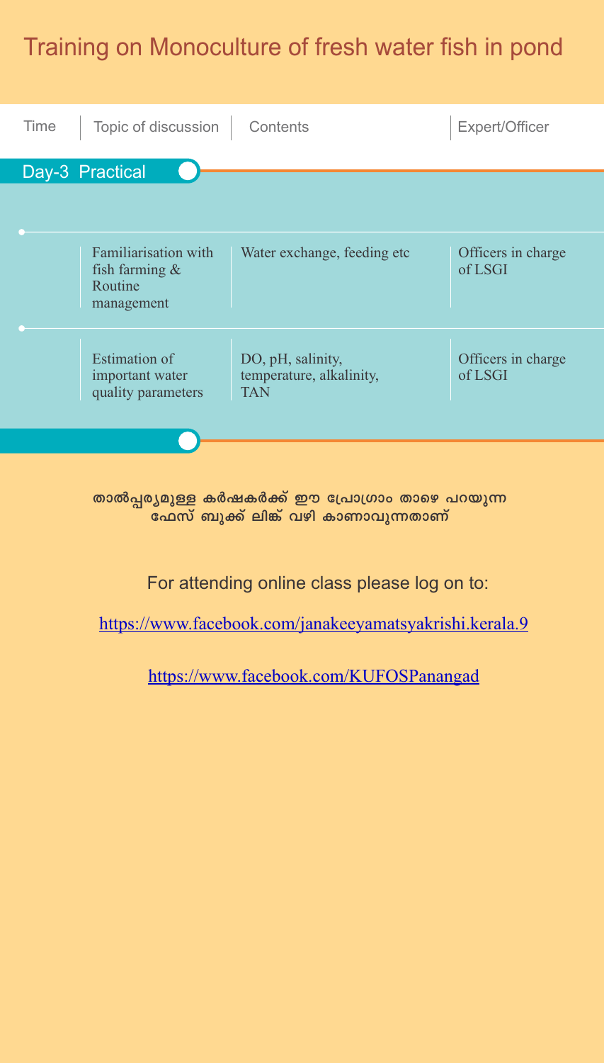# Training on Monoculture of fresh water fish in pond

| Time | Topic of discussion | Contents | Expert/Officer |
|---|---|---|---|
| **Day-3 Practical** | | | |
| | Familiarisation with fish farming & Routine management | Water exchange, feeding etc | Officers in charge of LSGI |
| | Estimation of important water quality parameters | DO, pH, salinity, temperature, alkalinity, TAN | Officers in charge of LSGI |

**താൽപ്പര്യമുള്ള കർഷകർക്ക് ഈ പ്രോഗ്രാം താഴെ പറയുന്ന ഫേസ് ബുക്ക് ലിങ്ക് വഴി കാണാവുന്നതാണ്**

For attending online class please log on to:

https://www.facebook.com/janakeeyamatsyakrishi.kerala.9

https://www.facebook.com/KUFOSPanangad